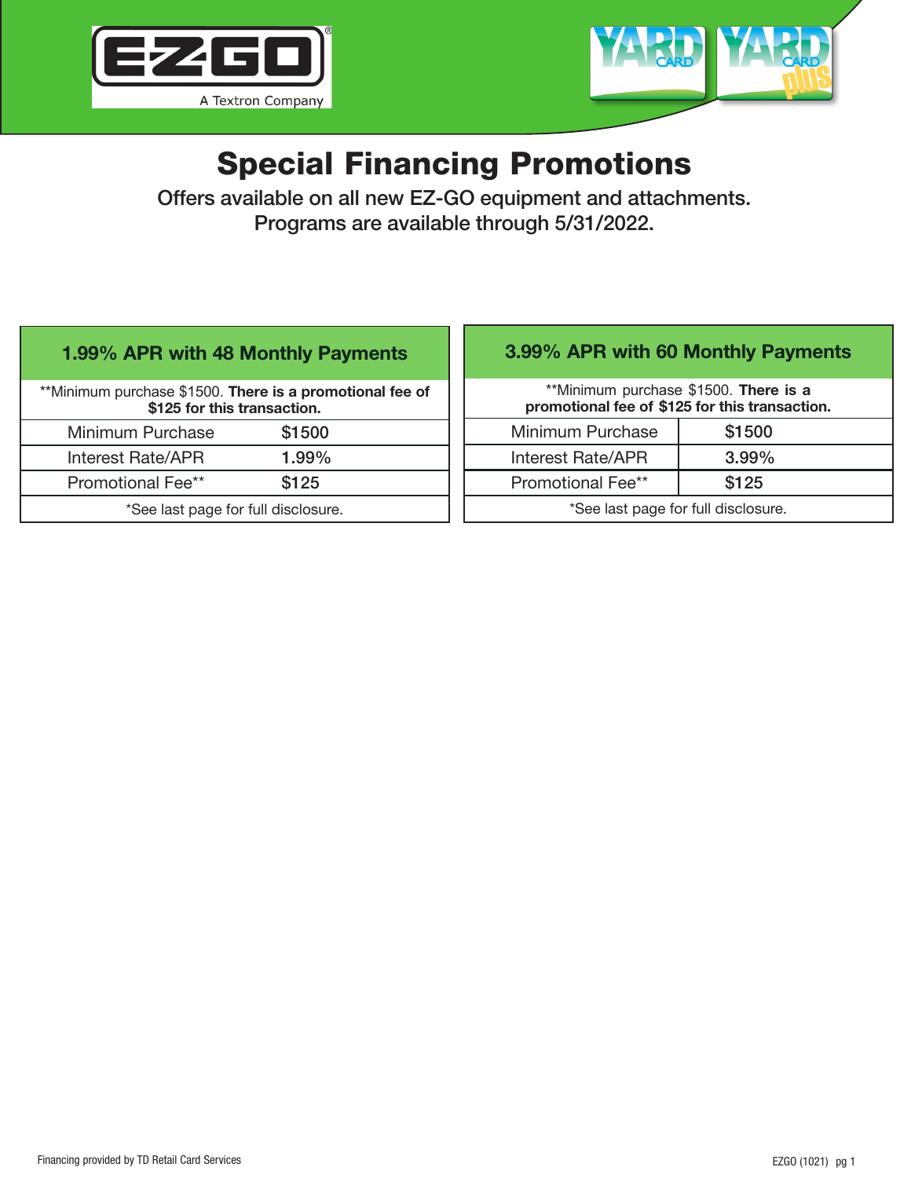# Special Financing Promotions

Offers available on all new EZ-GO equipment and attachments.
Programs are available through 5/31/2022.

| 1.99% APR with 48 Monthly Payments | |
|---|---|
| **Minimum purchase $1500. **There is a promotional fee of $125 for this transaction.** | |
| Minimum Purchase | $1500 |
| Interest Rate/APR | 1.99% |
| Promotional Fee** | $125 |
| *See last page for full disclosure. | |

| 3.99% APR with 60 Monthly Payments | |
|---|---|
| **Minimum purchase $1500. **There is a promotional fee of $125 for this transaction.** | |
| Minimum Purchase | $1500 |
| Interest Rate/APR | 3.99% |
| Promotional Fee** | $125 |
| *See last page for full disclosure. | |

Financing provided by TD Retail Card Services

EZGO (1021)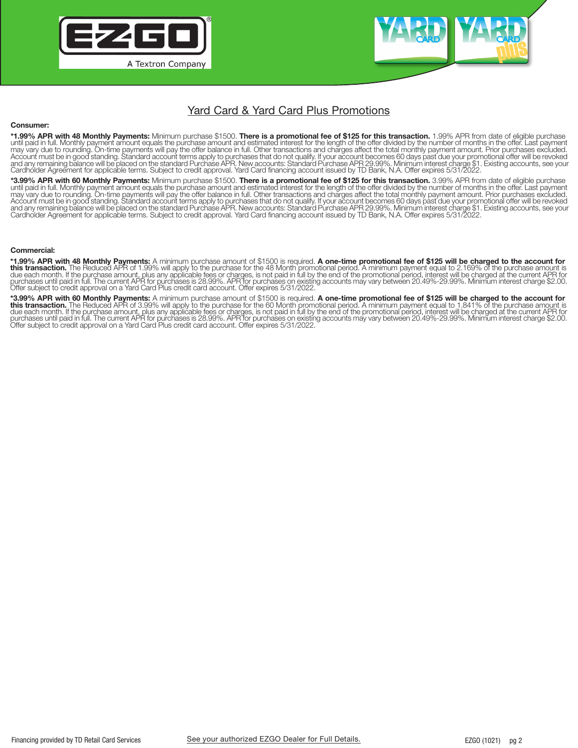# Yard Card & Yard Card Plus Promotions

**Consumer:**

***1.99% APR with 48 Monthly Payments:** Minimum purchase $1500. **There is a promotional fee of $125 for this transaction.** 1.99% APR from date of eligible purchase until paid in full. Monthly payment amount equals the purchase amount and estimated interest for the length of the offer divided by the number of months in the offer. Last payment may vary due to rounding. On-time payments will pay the offer balance in full. Other transactions and charges affect the total monthly payment amount. Prior purchases excluded. Account must be in good standing. Standard account terms apply to purchases that do not qualify. If your account becomes 60 days past due your promotional offer will be revoked and any remaining balance will be placed on the standard Purchase APR. New accounts: Standard Purchase APR 29.99%. Minimum interest charge $1. Existing accounts, see your Cardholder Agreement for applicable terms. Subject to credit approval. Yard Card financing account issued by TD Bank, N.A. Offer expires 5/31/2022.

***3.99% APR with 60 Monthly Payments:** Minimum purchase $1500. **There is a promotional fee of $125 for this transaction.** 3.99% APR from date of eligible purchase until paid in full. Monthly payment amount equals the purchase amount and estimated interest for the length of the offer divided by the number of months in the offer. Last payment may vary due to rounding. On-time payments will pay the offer balance in full. Other transactions and charges affect the total monthly payment amount. Prior purchases excluded. Account must be in good standing. Standard account terms apply to purchases that do not qualify. If your account becomes 60 days past due your promotional offer will be revoked and any remaining balance will be placed on the standard Purchase APR. New accounts: Standard Purchase APR 29.99%. Minimum interest charge $1. Existing accounts, see your Cardholder Agreement for applicable terms. Subject to credit approval. Yard Card financing account issued by TD Bank, N.A. Offer expires 5/31/2022.

**Commercial:**

***1.99% APR with 48 Monthly Payments:** A minimum purchase amount of $1500 is required. **A one-time promotional fee of $125 will be charged to the account for this transaction.** The Reduced APR of 1.99% will apply to the purchase for the 48 Month promotional period. A minimum payment equal to 2.169% of the purchase amount is due each month. If the purchase amount, plus any applicable fees or charges, is not paid in full by the end of the promotional period, interest will be charged at the current APR for purchases until paid in full. The current APR for purchases is 28.99%. APR for purchases on existing accounts may vary between 20.49%-29.99%. Minimum interest charge $2.00. Offer subject to credit approval on a Yard Card Plus credit card account. Offer expires 5/31/2022.

***3.99% APR with 60 Monthly Payments:** A minimum purchase amount of $1500 is required. **A one-time promotional fee of $125 will be charged to the account for this transaction.** The Reduced APR of 3.99% will apply to the purchase for the 60 Month promotional period. A minimum payment equal to 1.841% of the purchase amount is due each month. If the purchase amount, plus any applicable fees or charges, is not paid in full by the end of the promotional period, interest will be charged at the current APR for purchases until paid in full. The current APR for purchases is 28.99%. APR for purchases on existing accounts may vary between 20.49%-29.99%. Minimum interest charge $2.00. Offer subject to credit approval on a Yard Card Plus credit card account. Offer expires 5/31/2022.

Financing provided by TD Retail Card Services

See your authorized EZGO Dealer for Full Details.

EZGO (1021)